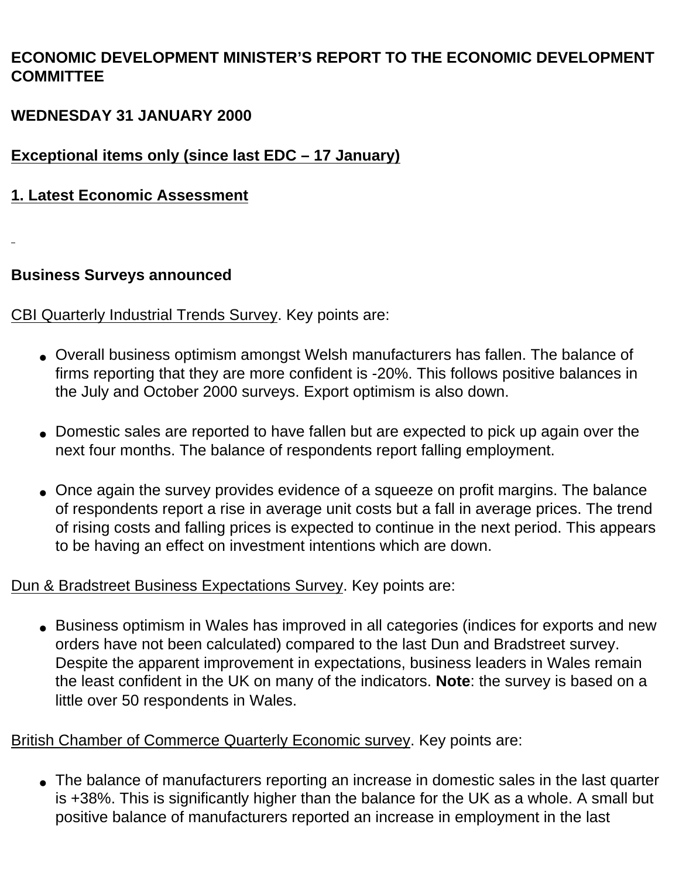**ECONOMIC DEVELOPMENT MINISTER'S REPORT TO THE ECONOMIC DEVELOPMENT COMMITTEE**

**WEDNESDAY 31 JANUARY 2000**

**Exceptional items only (since last EDC – 17 January)**

## 1. Latest Economic Assessment

### Business Surveys announced

CBI Quarterly Industrial Trends Survey. Key points are:

- Overall business optimism amongst Welsh manufacturers has fallen. The balance of firms reporting that they are more confident is -20%. This follows positive balances in the July and October 2000 surveys. Export optimism is also down.
- Domestic sales are reported to have fallen but are expected to pick up again over the next four months. The balance of respondents report falling employment.
- Once again the survey provides evidence of a squeeze on profit margins. The balance of respondents report a rise in average unit costs but a fall in average prices. The trend of rising costs and falling prices is expected to continue in the next period. This appears to be having an effect on investment intentions which are down.

Dun & Bradstreet Business Expectations Survey. Key points are:

- Business optimism in Wales has improved in all categories (indices for exports and new orders have not been calculated) compared to the last Dun and Bradstreet survey. Despite the apparent improvement in expectations, business leaders in Wales remain the least confident in the UK on many of the indicators. **Note**: the survey is based on a little over 50 respondents in Wales.

British Chamber of Commerce Quarterly Economic survey. Key points are:

- The balance of manufacturers reporting an increase in domestic sales in the last quarter is +38%. This is significantly higher than the balance for the UK as a whole. A small but positive balance of manufacturers reported an increase in employment in the last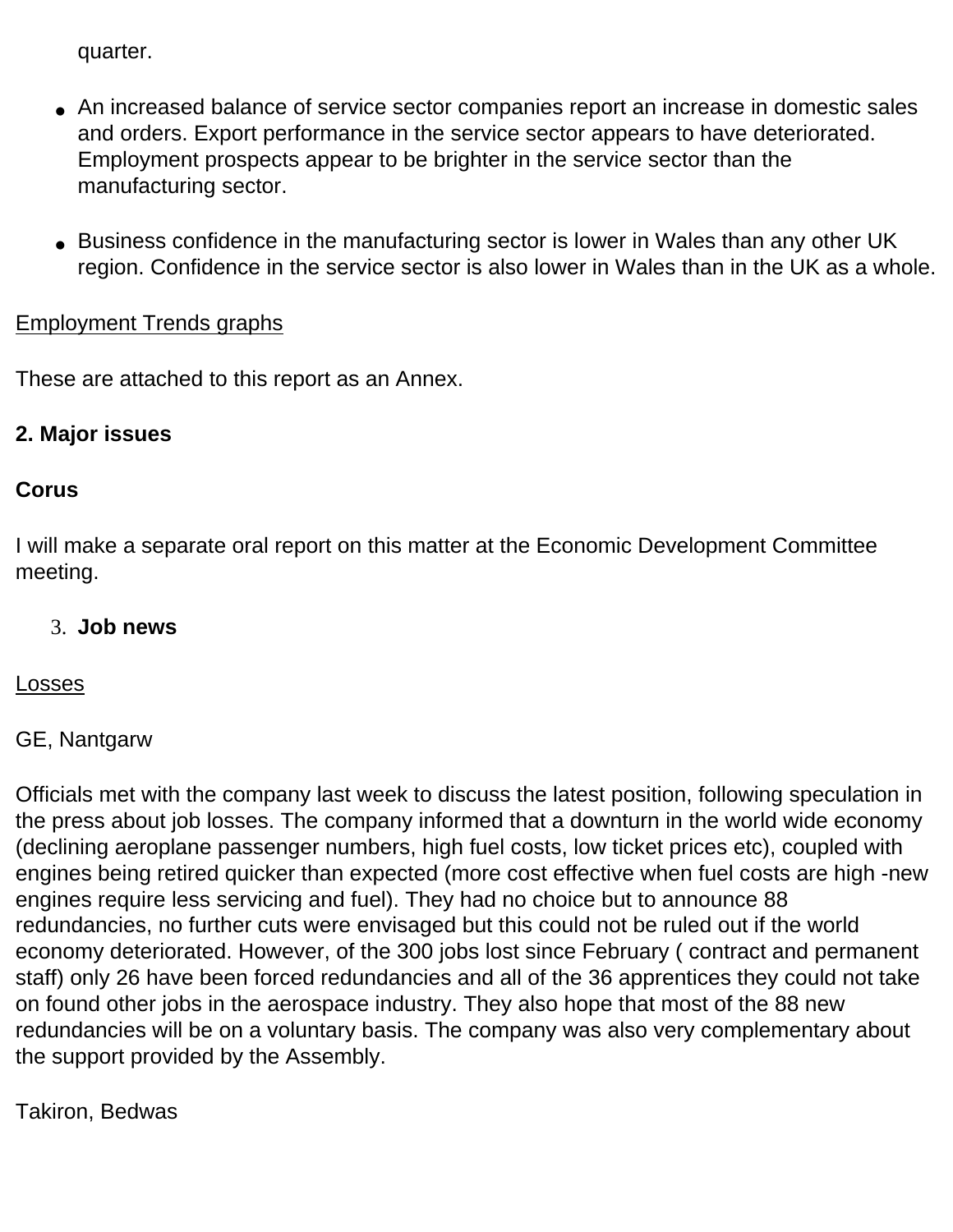quarter.

- An increased balance of service sector companies report an increase in domestic sales and orders. Export performance in the service sector appears to have deteriorated. Employment prospects appear to be brighter in the service sector than the manufacturing sector.
- Business confidence in the manufacturing sector is lower in Wales than any other UK region. Confidence in the service sector is also lower in Wales than in the UK as a whole.

Employment Trends graphs

These are attached to this report as an Annex.

**2. Major issues**

**Corus**

I will make a separate oral report on this matter at the Economic Development Committee meeting.

3. **Job news**

Losses

GE, Nantgarw

Officials met with the company last week to discuss the latest position, following speculation in the press about job losses. The company informed that a downturn in the world wide economy (declining aeroplane passenger numbers, high fuel costs, low ticket prices etc), coupled with engines being retired quicker than expected (more cost effective when fuel costs are high -new engines require less servicing and fuel). They had no choice but to announce 88 redundancies, no further cuts were envisaged but this could not be ruled out if the world economy deteriorated. However, of the 300 jobs lost since February ( contract and permanent staff) only 26 have been forced redundancies and all of the 36 apprentices they could not take on found other jobs in the aerospace industry. They also hope that most of the 88 new redundancies will be on a voluntary basis. The company was also very complementary about the support provided by the Assembly.

Takiron, Bedwas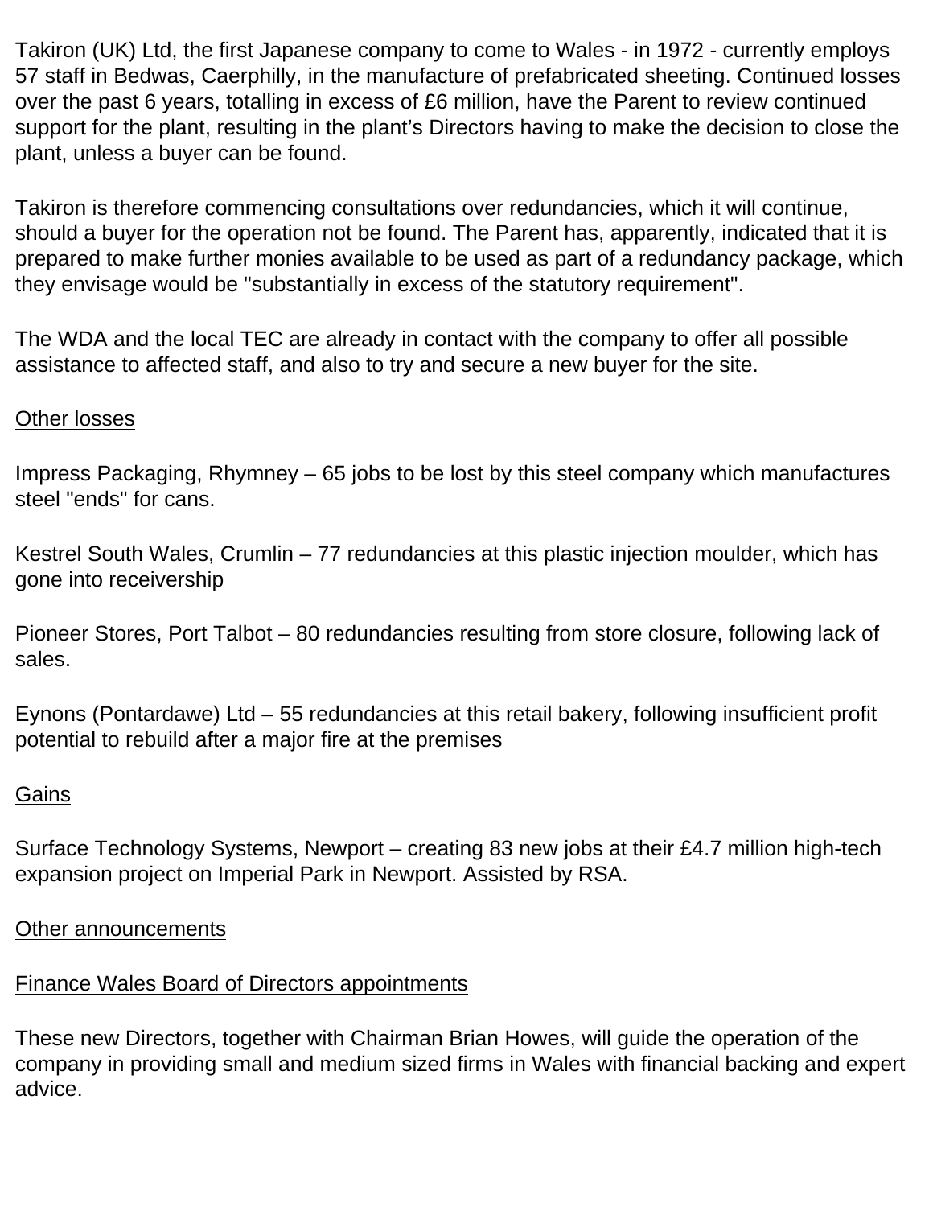Takiron (UK) Ltd, the first Japanese company to come to Wales - in 1972 - currently employs 57 staff in Bedwas, Caerphilly, in the manufacture of prefabricated sheeting. Continued losses over the past 6 years, totalling in excess of £6 million, have the Parent to review continued support for the plant, resulting in the plant's Directors having to make the decision to close the plant, unless a buyer can be found.

Takiron is therefore commencing consultations over redundancies, which it will continue, should a buyer for the operation not be found. The Parent has, apparently, indicated that it is prepared to make further monies available to be used as part of a redundancy package, which they envisage would be "substantially in excess of the statutory requirement".

The WDA and the local TEC are already in contact with the company to offer all possible assistance to affected staff, and also to try and secure a new buyer for the site.

<u>Other losses</u>

Impress Packaging, Rhymney – 65 jobs to be lost by this steel company which manufactures steel "ends" for cans.

Kestrel South Wales, Crumlin – 77 redundancies at this plastic injection moulder, which has gone into receivership

Pioneer Stores, Port Talbot – 80 redundancies resulting from store closure, following lack of sales.

Eynons (Pontardawe) Ltd – 55 redundancies at this retail bakery, following insufficient profit potential to rebuild after a major fire at the premises

<u>Gains</u>

Surface Technology Systems, Newport – creating 83 new jobs at their £4.7 million high-tech expansion project on Imperial Park in Newport. Assisted by RSA.

<u>Other announcements</u>

<u>Finance Wales Board of Directors appointments</u>

These new Directors, together with Chairman Brian Howes, will guide the operation of the company in providing small and medium sized firms in Wales with financial backing and expert advice.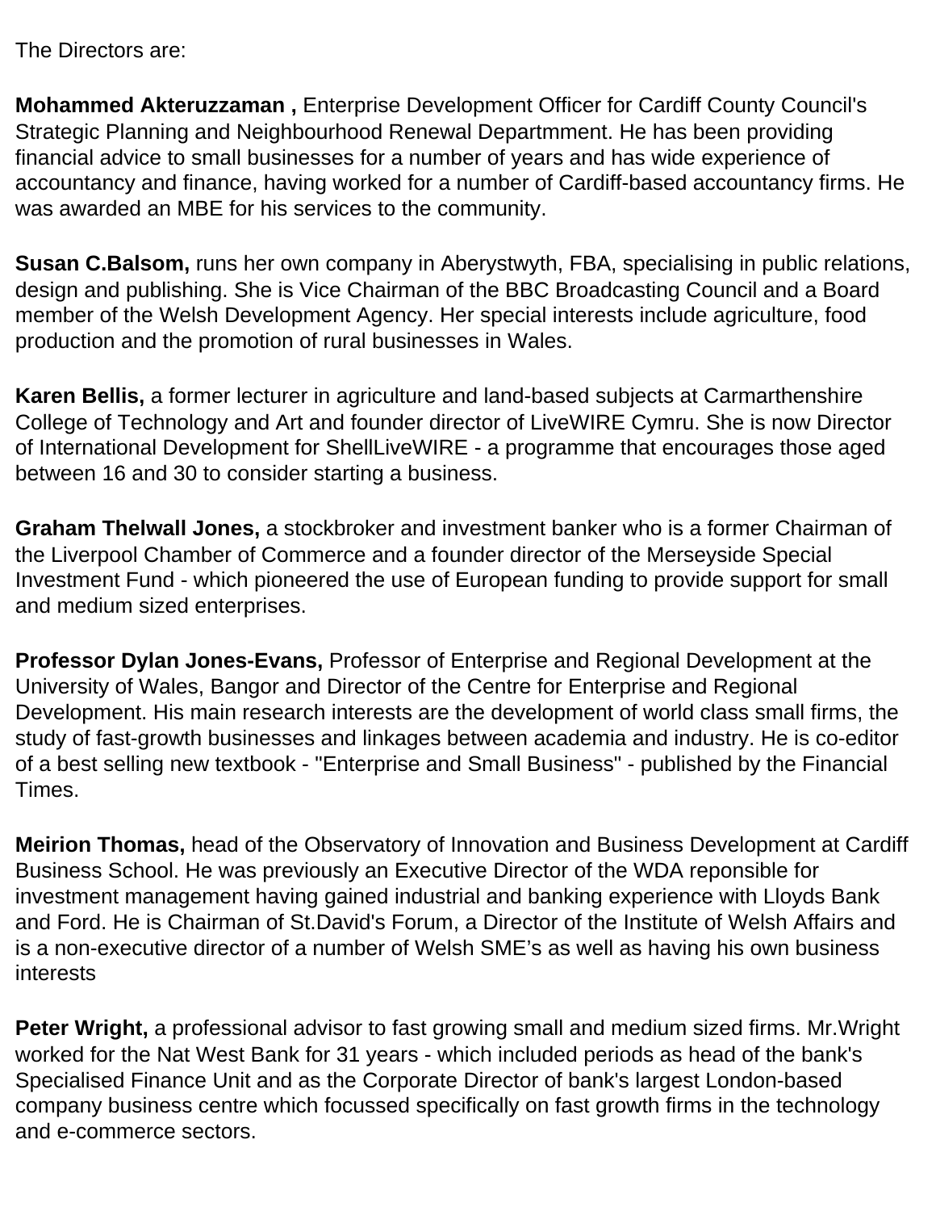The Directors are:

**Mohammed Akteruzzaman ,** Enterprise Development Officer for Cardiff County Council's Strategic Planning and Neighbourhood Renewal Departmment. He has been providing financial advice to small businesses for a number of years and has wide experience of accountancy and finance, having worked for a number of Cardiff-based accountancy firms. He was awarded an MBE for his services to the community.

**Susan C.Balsom,** runs her own company in Aberystwyth, FBA, specialising in public relations, design and publishing. She is Vice Chairman of the BBC Broadcasting Council and a Board member of the Welsh Development Agency. Her special interests include agriculture, food production and the promotion of rural businesses in Wales.

**Karen Bellis,** a former lecturer in agriculture and land-based subjects at Carmarthenshire College of Technology and Art and founder director of LiveWIRE Cymru. She is now Director of International Development for ShellLiveWIRE - a programme that encourages those aged between 16 and 30 to consider starting a business.

**Graham Thelwall Jones,** a stockbroker and investment banker who is a former Chairman of the Liverpool Chamber of Commerce and a founder director of the Merseyside Special Investment Fund - which pioneered the use of European funding to provide support for small and medium sized enterprises.

**Professor Dylan Jones-Evans,** Professor of Enterprise and Regional Development at the University of Wales, Bangor and Director of the Centre for Enterprise and Regional Development. His main research interests are the development of world class small firms, the study of fast-growth businesses and linkages between academia and industry. He is co-editor of a best selling new textbook - "Enterprise and Small Business" - published by the Financial Times.

**Meirion Thomas,** head of the Observatory of Innovation and Business Development at Cardiff Business School. He was previously an Executive Director of the WDA reponsible for investment management having gained industrial and banking experience with Lloyds Bank and Ford. He is Chairman of St.David's Forum, a Director of the Institute of Welsh Affairs and is a non-executive director of a number of Welsh SME's as well as having his own business interests

**Peter Wright,** a professional advisor to fast growing small and medium sized firms. Mr.Wright worked for the Nat West Bank for 31 years - which included periods as head of the bank's Specialised Finance Unit and as the Corporate Director of bank's largest London-based company business centre which focussed specifically on fast growth firms in the technology and e-commerce sectors.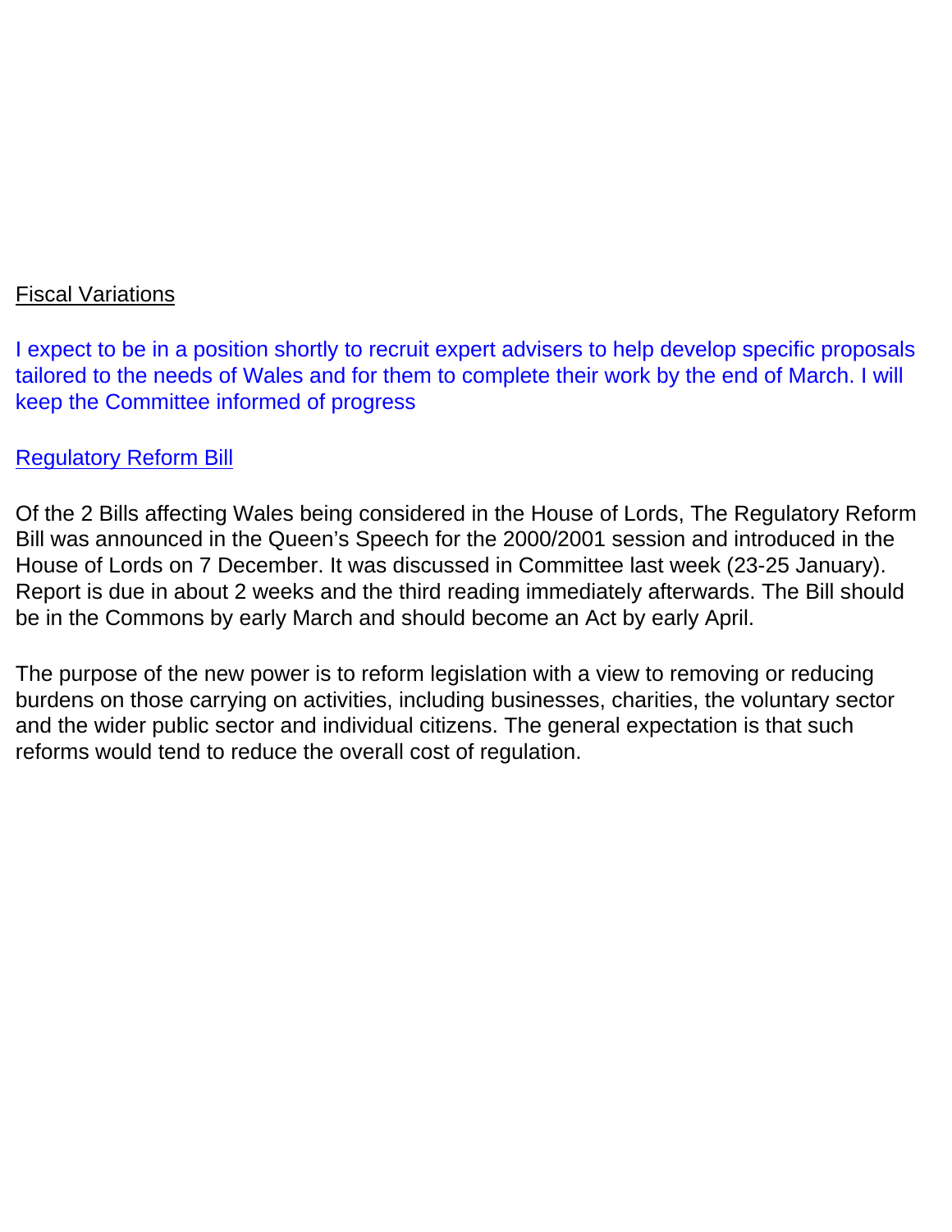Fiscal Variations

I expect to be in a position shortly to recruit expert advisers to help develop specific proposals tailored to the needs of Wales and for them to complete their work by the end of March. I will keep the Committee informed of progress

Regulatory Reform Bill

Of the 2 Bills affecting Wales being considered in the House of Lords, The Regulatory Reform Bill was announced in the Queen's Speech for the 2000/2001 session and introduced in the House of Lords on 7 December. It was discussed in Committee last week (23-25 January). Report is due in about 2 weeks and the third reading immediately afterwards. The Bill should be in the Commons by early March and should become an Act by early April.

The purpose of the new power is to reform legislation with a view to removing or reducing burdens on those carrying on activities, including businesses, charities, the voluntary sector and the wider public sector and individual citizens. The general expectation is that such reforms would tend to reduce the overall cost of regulation.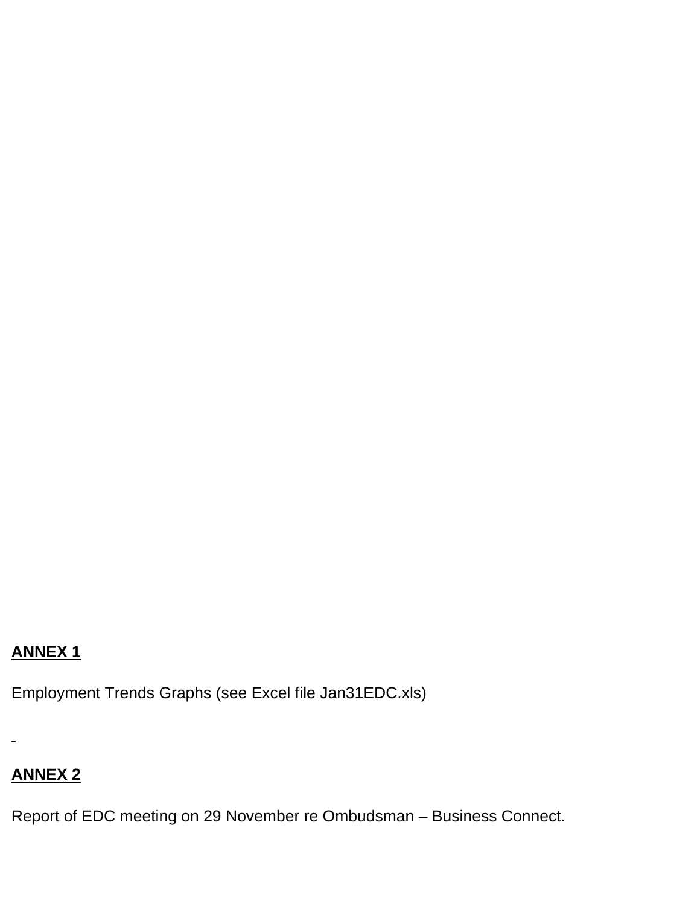**ANNEX 1**

Employment Trends Graphs (see Excel file Jan31EDC.xls)

**ANNEX 2**

Report of EDC meeting on 29 November re Ombudsman – Business Connect.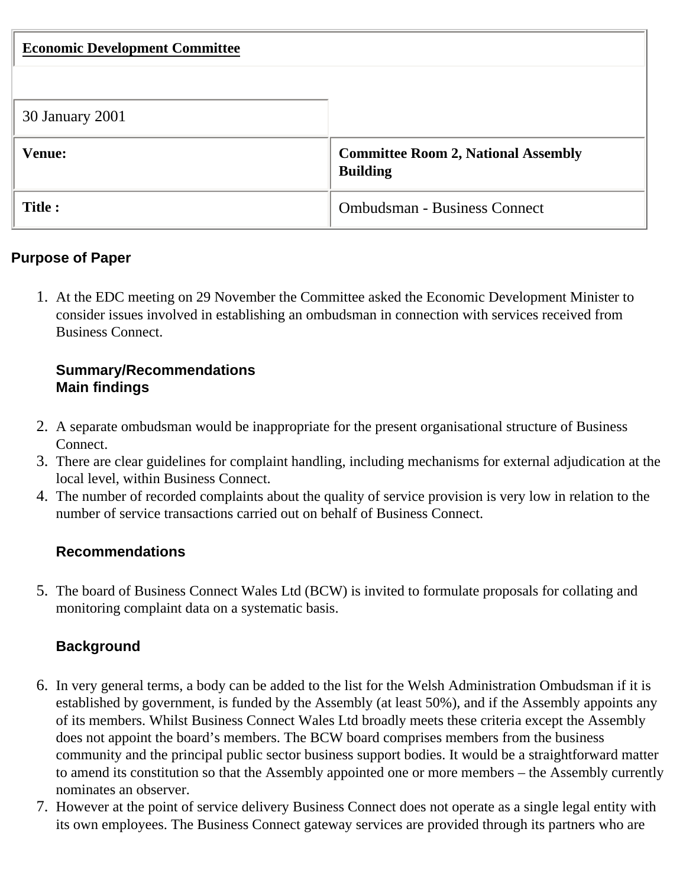| **Economic Development Committee** | |
|---|---|
| | |
| 30 January 2001 | |
| **Venue:** | **Committee Room 2, National Assembly Building** |
| **Title :** | Ombudsman - Business Connect |

**Purpose of Paper**

1. At the EDC meeting on 29 November the Committee asked the Economic Development Minister to consider issues involved in establishing an ombudsman in connection with services received from Business Connect.

   **Summary/Recommendations**
   **Main findings**

2. A separate ombudsman would be inappropriate for the present organisational structure of Business Connect.
3. There are clear guidelines for complaint handling, including mechanisms for external adjudication at the local level, within Business Connect.
4. The number of recorded complaints about the quality of service provision is very low in relation to the number of service transactions carried out on behalf of Business Connect.

   **Recommendations**

5. The board of Business Connect Wales Ltd (BCW) is invited to formulate proposals for collating and monitoring complaint data on a systematic basis.

   **Background**

6. In very general terms, a body can be added to the list for the Welsh Administration Ombudsman if it is established by government, is funded by the Assembly (at least 50%), and if the Assembly appoints any of its members. Whilst Business Connect Wales Ltd broadly meets these criteria except the Assembly does not appoint the board's members. The BCW board comprises members from the business community and the principal public sector business support bodies. It would be a straightforward matter to amend its constitution so that the Assembly appointed one or more members – the Assembly currently nominates an observer.
7. However at the point of service delivery Business Connect does not operate as a single legal entity with its own employees. The Business Connect gateway services are provided through its partners who are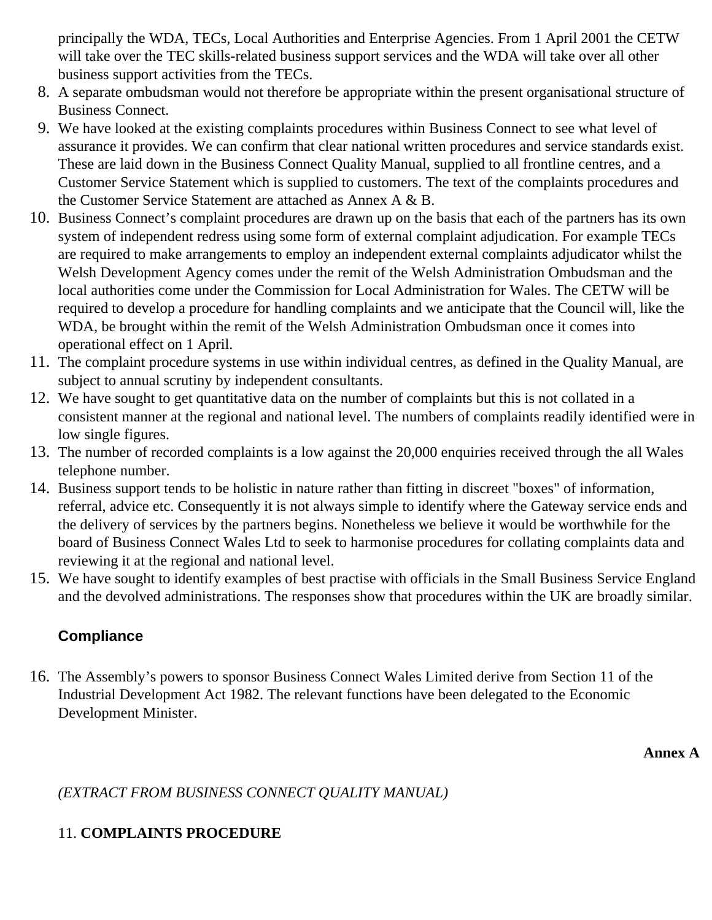principally the WDA, TECs, Local Authorities and Enterprise Agencies. From 1 April 2001 the CETW will take over the TEC skills-related business support services and the WDA will take over all other business support activities from the TECs.

8. A separate ombudsman would not therefore be appropriate within the present organisational structure of Business Connect.
9. We have looked at the existing complaints procedures within Business Connect to see what level of assurance it provides. We can confirm that clear national written procedures and service standards exist. These are laid down in the Business Connect Quality Manual, supplied to all frontline centres, and a Customer Service Statement which is supplied to customers. The text of the complaints procedures and the Customer Service Statement are attached as Annex A & B.
10. Business Connect's complaint procedures are drawn up on the basis that each of the partners has its own system of independent redress using some form of external complaint adjudication. For example TECs are required to make arrangements to employ an independent external complaints adjudicator whilst the Welsh Development Agency comes under the remit of the Welsh Administration Ombudsman and the local authorities come under the Commission for Local Administration for Wales. The CETW will be required to develop a procedure for handling complaints and we anticipate that the Council will, like the WDA, be brought within the remit of the Welsh Administration Ombudsman once it comes into operational effect on 1 April.
11. The complaint procedure systems in use within individual centres, as defined in the Quality Manual, are subject to annual scrutiny by independent consultants.
12. We have sought to get quantitative data on the number of complaints but this is not collated in a consistent manner at the regional and national level. The numbers of complaints readily identified were in low single figures.
13. The number of recorded complaints is a low against the 20,000 enquiries received through the all Wales telephone number.
14. Business support tends to be holistic in nature rather than fitting in discreet "boxes" of information, referral, advice etc. Consequently it is not always simple to identify where the Gateway service ends and the delivery of services by the partners begins. Nonetheless we believe it would be worthwhile for the board of Business Connect Wales Ltd to seek to harmonise procedures for collating complaints data and reviewing it at the regional and national level.
15. We have sought to identify examples of best practise with officials in the Small Business Service England and the devolved administrations. The responses show that procedures within the UK are broadly similar.

## Compliance

16. The Assembly's powers to sponsor Business Connect Wales Limited derive from Section 11 of the Industrial Development Act 1982. The relevant functions have been delegated to the Economic Development Minister.

**Annex A**

*(EXTRACT FROM BUSINESS CONNECT QUALITY MANUAL)*

11. **COMPLAINTS PROCEDURE**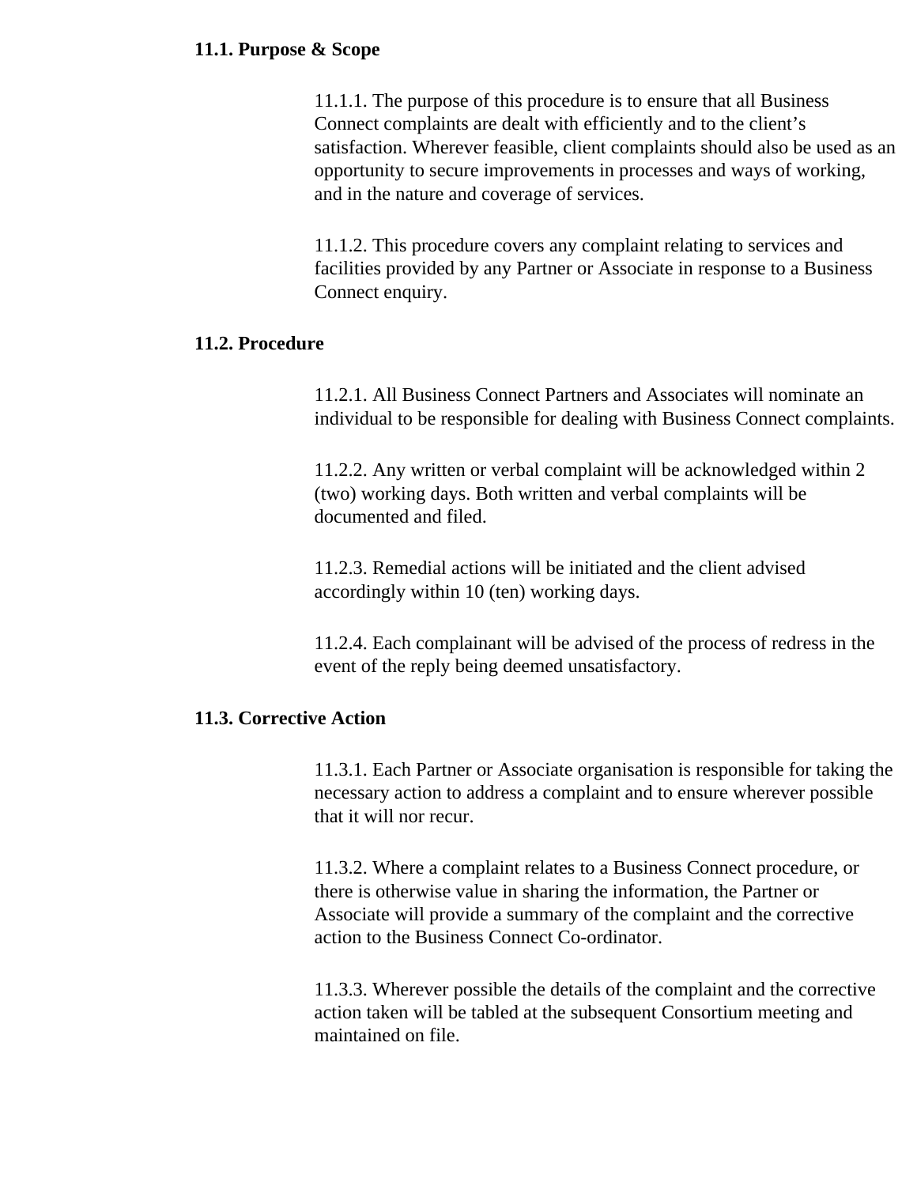### 11.1. Purpose & Scope

11.1.1. The purpose of this procedure is to ensure that all Business Connect complaints are dealt with efficiently and to the client's satisfaction. Wherever feasible, client complaints should also be used as an opportunity to secure improvements in processes and ways of working, and in the nature and coverage of services.

11.1.2. This procedure covers any complaint relating to services and facilities provided by any Partner or Associate in response to a Business Connect enquiry.

### 11.2. Procedure

11.2.1. All Business Connect Partners and Associates will nominate an individual to be responsible for dealing with Business Connect complaints.

11.2.2. Any written or verbal complaint will be acknowledged within 2 (two) working days. Both written and verbal complaints will be documented and filed.

11.2.3. Remedial actions will be initiated and the client advised accordingly within 10 (ten) working days.

11.2.4. Each complainant will be advised of the process of redress in the event of the reply being deemed unsatisfactory.

### 11.3. Corrective Action

11.3.1. Each Partner or Associate organisation is responsible for taking the necessary action to address a complaint and to ensure wherever possible that it will nor recur.

11.3.2. Where a complaint relates to a Business Connect procedure, or there is otherwise value in sharing the information, the Partner or Associate will provide a summary of the complaint and the corrective action to the Business Connect Co-ordinator.

11.3.3. Wherever possible the details of the complaint and the corrective action taken will be tabled at the subsequent Consortium meeting and maintained on file.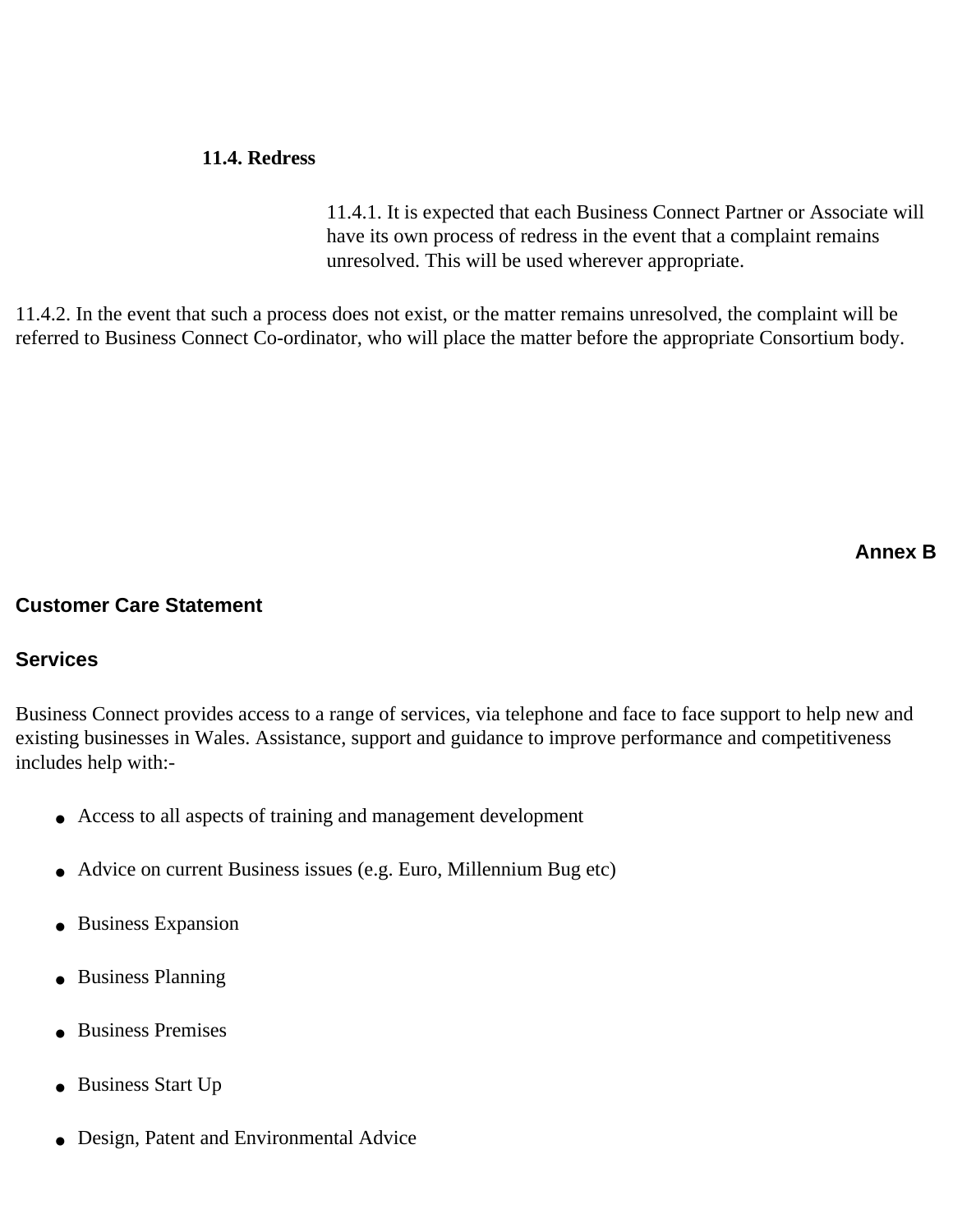### 11.4. Redress

11.4.1. It is expected that each Business Connect Partner or Associate will have its own process of redress in the event that a complaint remains unresolved. This will be used wherever appropriate.

11.4.2. In the event that such a process does not exist, or the matter remains unresolved, the complaint will be referred to Business Connect Co-ordinator, who will place the matter before the appropriate Consortium body.

**Annex B**

## Customer Care Statement

### Services

Business Connect provides access to a range of services, via telephone and face to face support to help new and existing businesses in Wales. Assistance, support and guidance to improve performance and competitiveness includes help with:-

- Access to all aspects of training and management development
- Advice on current Business issues (e.g. Euro, Millennium Bug etc)
- Business Expansion
- Business Planning
- Business Premises
- Business Start Up
- Design, Patent and Environmental Advice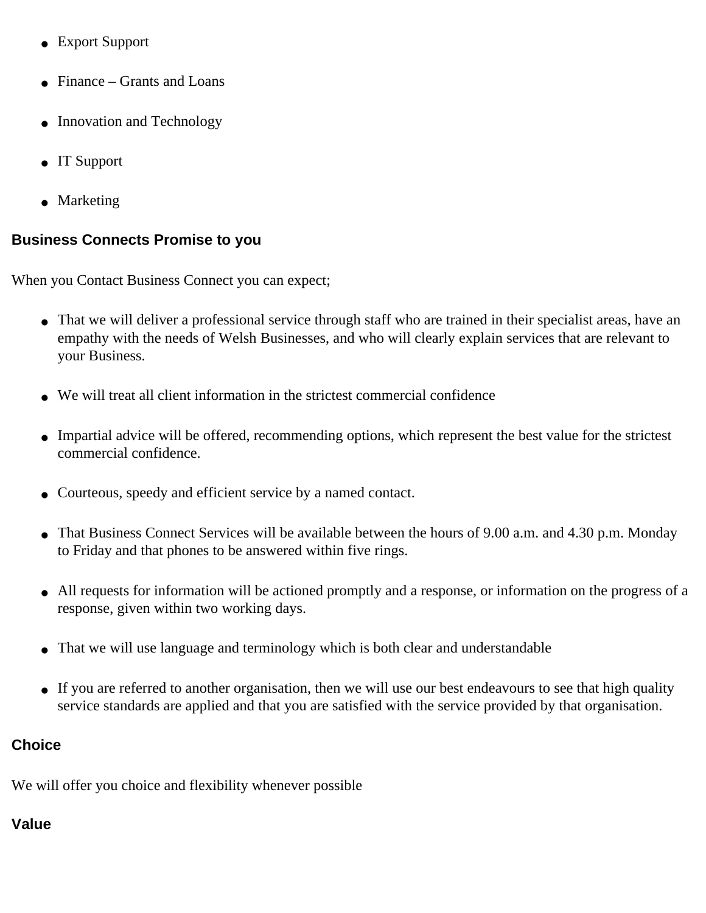- Export Support
- Finance – Grants and Loans
- Innovation and Technology
- IT Support
- Marketing

## Business Connects Promise to you

When you Contact Business Connect you can expect;

- That we will deliver a professional service through staff who are trained in their specialist areas, have an empathy with the needs of Welsh Businesses, and who will clearly explain services that are relevant to your Business.
- We will treat all client information in the strictest commercial confidence
- Impartial advice will be offered, recommending options, which represent the best value for the strictest commercial confidence.
- Courteous, speedy and efficient service by a named contact.
- That Business Connect Services will be available between the hours of 9.00 a.m. and 4.30 p.m. Monday to Friday and that phones to be answered within five rings.
- All requests for information will be actioned promptly and a response, or information on the progress of a response, given within two working days.
- That we will use language and terminology which is both clear and understandable
- If you are referred to another organisation, then we will use our best endeavours to see that high quality service standards are applied and that you are satisfied with the service provided by that organisation.

## Choice

We will offer you choice and flexibility whenever possible

## Value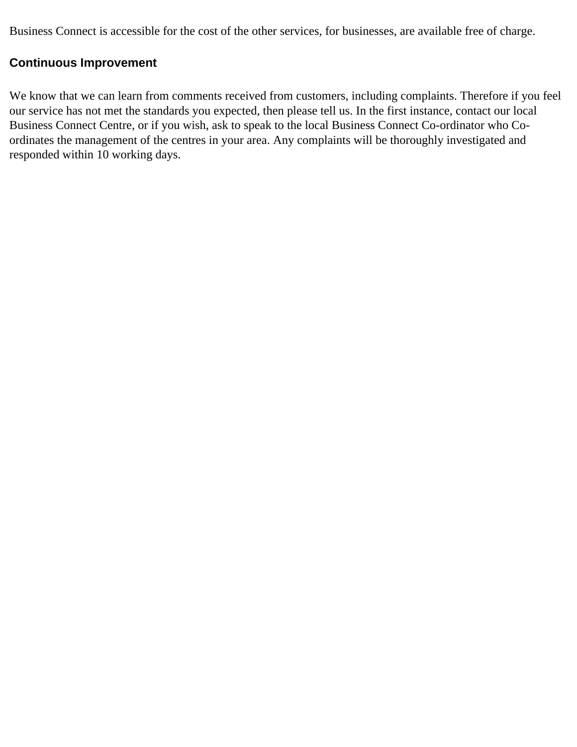Business Connect is accessible for the cost of the other services, for businesses, are available free of charge.

## Continuous Improvement

We know that we can learn from comments received from customers, including complaints. Therefore if you feel our service has not met the standards you expected, then please tell us. In the first instance, contact our local Business Connect Centre, or if you wish, ask to speak to the local Business Connect Co-ordinator who Co-ordinates the management of the centres in your area. Any complaints will be thoroughly investigated and responded within 10 working days.